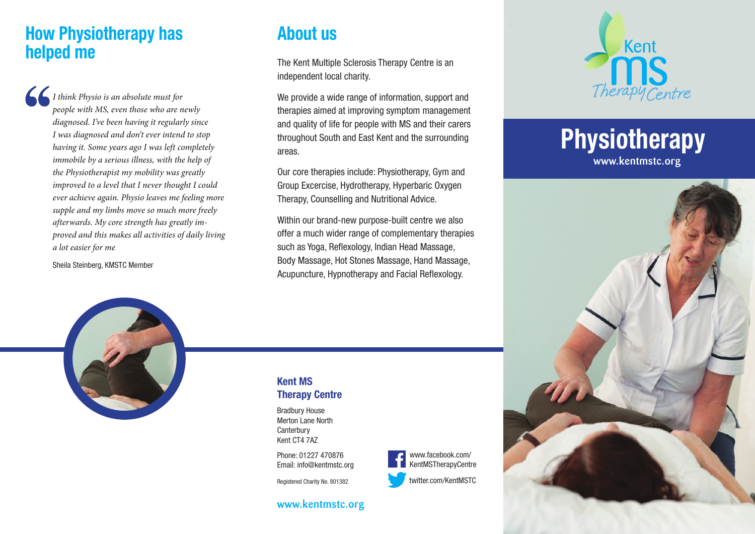## How Physiotherapy has helped me

> *I think Physio is an absolute must for people with MS, even those who are newly diagnosed. I've been having it regularly since I was diagnosed and don't ever intend to stop having it. Some years ago I was left completely immobile by a serious illness, with the help of the Physiotherapist my mobility was greatly improved to a level that I never thought I could ever achieve again. Physio leaves me feeling more supple and my limbs move so much more freely afterwards. My core strength has greatly improved and this makes all activities of daily living a lot easier for me*

Sheila Steinberg, KMSTC Member

## About us

The Kent Multiple Sclerosis Therapy Centre is an independent local charity.

We provide a wide range of information, support and therapies aimed at improving symptom management and quality of life for people with MS and their carers throughout South and East Kent and the surrounding areas.

Our core therapies include: Physiotherapy, Gym and Group Excercise, Hydrotherapy, Hyperbaric Oxygen Therapy, Counselling and Nutritional Advice.

Within our brand-new purpose-built centre we also offer a much wider range of complementary therapies such as Yoga, Reflexology, Indian Head Massage, Body Massage, Hot Stones Massage, Hand Massage, Acupuncture, Hypnotherapy and Facial Reflexology.

### Kent MS Therapy Centre

Bradbury House
Merton Lane North
Canterbury
Kent CT4 7AZ

Phone: 01227 470876
Email: info@kentmstc.org

Registered Charity No. 801382

www.facebook.com/KentMSTherapyCentre

twitter.com/KentMSTC

www.kentmstc.org

Kent MS Therapy Centre

# Physiotherapy

www.kentmstc.org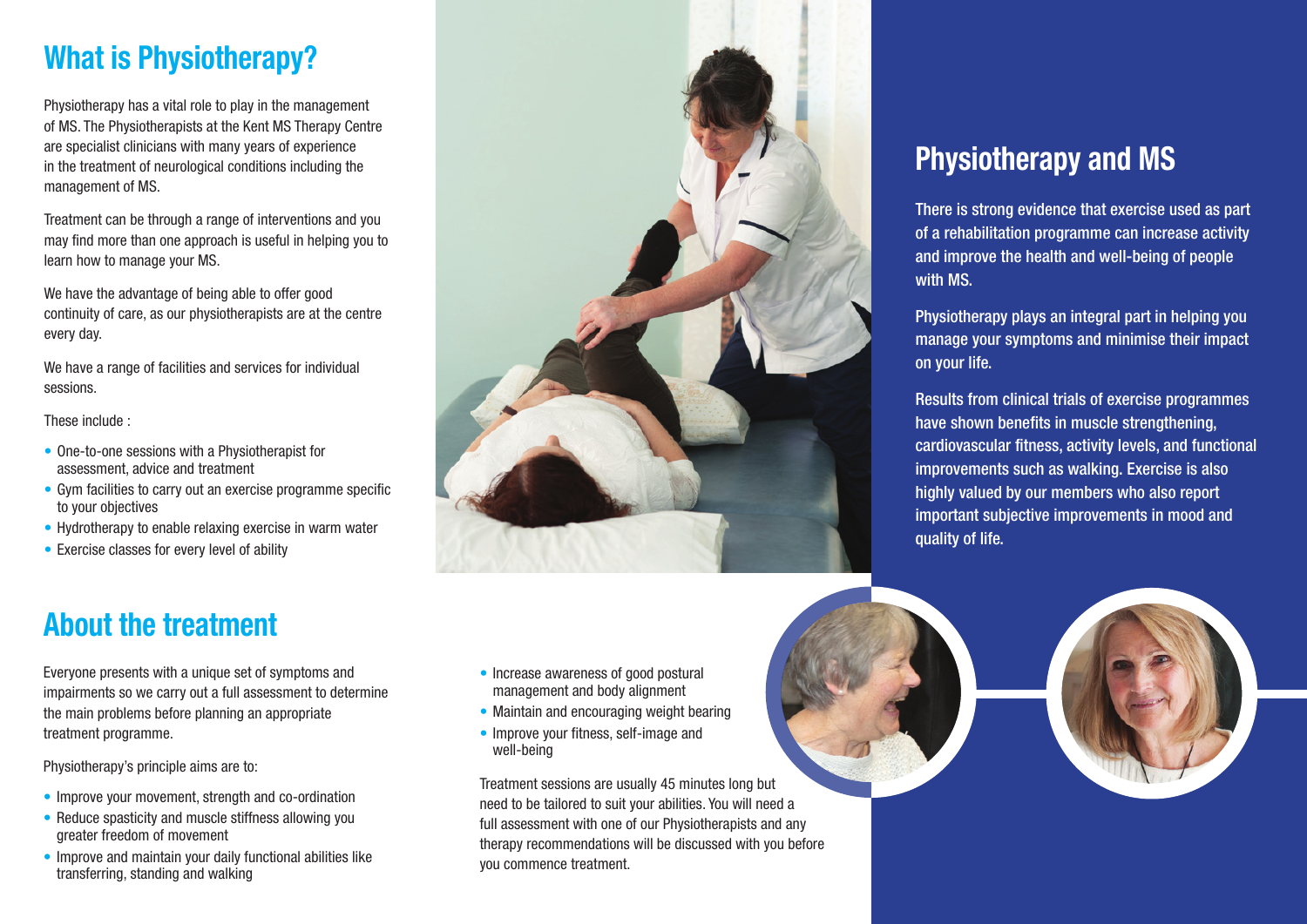## What is Physiotherapy?

Physiotherapy has a vital role to play in the management of MS. The Physiotherapists at the Kent MS Therapy Centre are specialist clinicians with many years of experience in the treatment of neurological conditions including the management of MS.

Treatment can be through a range of interventions and you may find more than one approach is useful in helping you to learn how to manage your MS.

We have the advantage of being able to offer good continuity of care, as our physiotherapists are at the centre every day.

We have a range of facilities and services for individual sessions.

These include :

- One-to-one sessions with a Physiotherapist for assessment, advice and treatment
- Gym facilities to carry out an exercise programme specific to your objectives
- Hydrotherapy to enable relaxing exercise in warm water
- Exercise classes for every level of ability

## About the treatment

Everyone presents with a unique set of symptoms and impairments so we carry out a full assessment to determine the main problems before planning an appropriate treatment programme.

Physiotherapy's principle aims are to:

- Improve your movement, strength and co-ordination
- Reduce spasticity and muscle stiffness allowing you greater freedom of movement
- Improve and maintain your daily functional abilities like transferring, standing and walking
- Increase awareness of good postural management and body alignment
- Maintain and encouraging weight bearing
- Improve your fitness, self-image and well-being

Treatment sessions are usually 45 minutes long but need to be tailored to suit your abilities. You will need a full assessment with one of our Physiotherapists and any therapy recommendations will be discussed with you before you commence treatment.

## Physiotherapy and MS

There is strong evidence that exercise used as part of a rehabilitation programme can increase activity and improve the health and well-being of people with MS.

Physiotherapy plays an integral part in helping you manage your symptoms and minimise their impact on your life.

Results from clinical trials of exercise programmes have shown benefits in muscle strengthening, cardiovascular fitness, activity levels, and functional improvements such as walking. Exercise is also highly valued by our members who also report important subjective improvements in mood and quality of life.